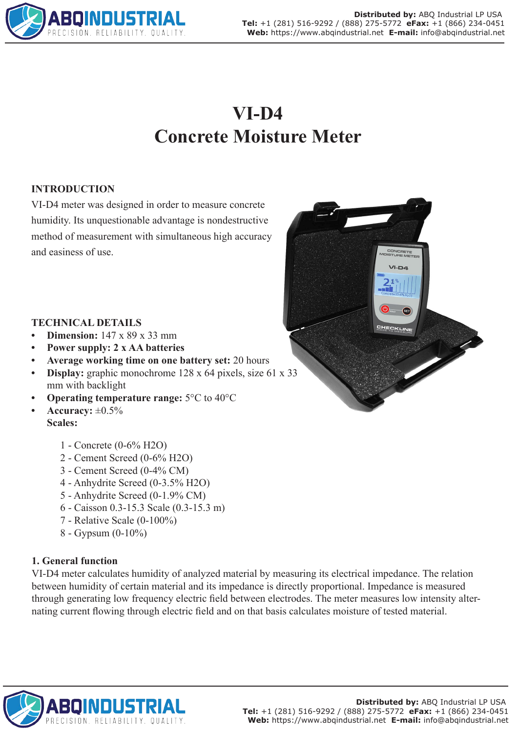# VI-D4
# Concrete Moisture Meter

## INTRODUCTION

VI-D4 meter was designed in order to measure concrete humidity. Its unquestionable advantage is nondestructive method of measurement with simultaneous high accuracy and easiness of use.

## TECHNICAL DETAILS

- **Dimension:** 147 x 89 x 33 mm
- **Power supply: 2 x AA batteries**
- **Average working time on one battery set:** 20 hours
- **Display:** graphic monochrome 128 x 64 pixels, size 61 x 33 mm with backlight
- **Operating temperature range:** 5°C to 40°C
- **Accuracy:** ±0.5%

  **Scales:**

  1 - Concrete (0-6% $H_2O$)
  2 - Cement Screed (0-6% $H_2O$)
  3 - Cement Screed (0-4% CM)
  4 - Anhydrite Screed (0-3.5% $H_2O$)
  5 - Anhydrite Screed (0-1.9% CM)
  6 - Caisson 0.3-15.3 Scale (0.3-15.3 m)
  7 - Relative Scale (0-100%)
  8 - Gypsum (0-10%)

### 1. General function

VI-D4 meter calculates humidity of analyzed material by measuring its electrical impedance. The relation between humidity of certain material and its impedance is directly proportional. Impedance is measured through generating low frequency electric field between electrodes. The meter measures low intensity alternating current flowing through electric field and on that basis calculates moisture of tested material.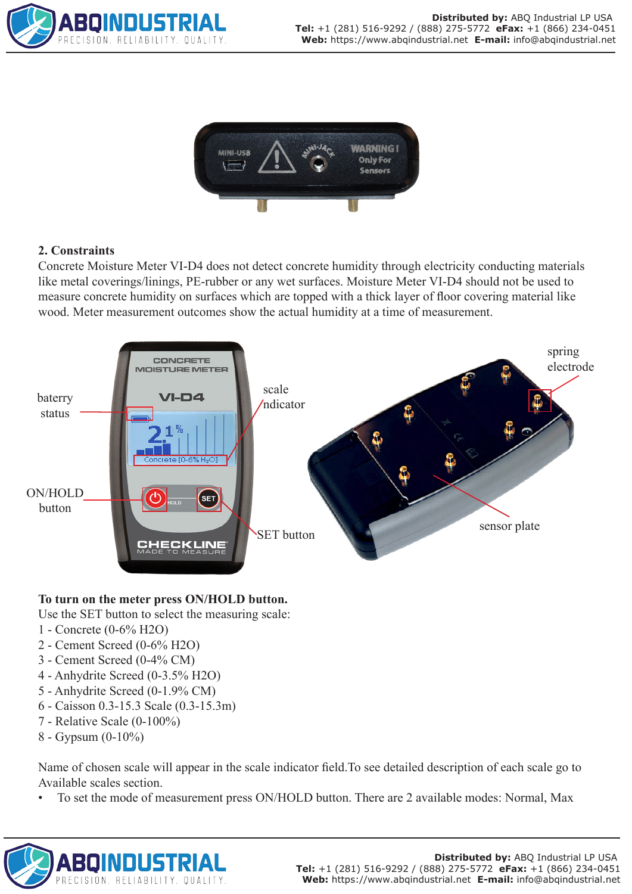## 2. Constraints

Concrete Moisture Meter VI-D4 does not detect concrete humidity through electricity conducting materials like metal coverings/linings, PE-rubber or any wet surfaces. Moisture Meter VI-D4 should not be used to measure concrete humidity on surfaces which are topped with a thick layer of floor covering material like wood. Meter measurement outcomes show the actual humidity at a time of measurement.

**To turn on the meter press ON/HOLD button.**

Use the SET button to select the measuring scale:

1 - Concrete (0-6% H2O)
2 - Cement Screed (0-6% H2O)
3 - Cement Screed (0-4% CM)
4 - Anhydrite Screed (0-3.5% H2O)
5 - Anhydrite Screed (0-1.9% CM)
6 - Caisson 0.3-15.3 Scale (0.3-15.3m)
7 - Relative Scale (0-100%)
8 - Gypsum (0-10%)

Name of chosen scale will appear in the scale indicator field.To see detailed description of each scale go to Available scales section.

- To set the mode of measurement press ON/HOLD button. There are 2 available modes: Normal, Max